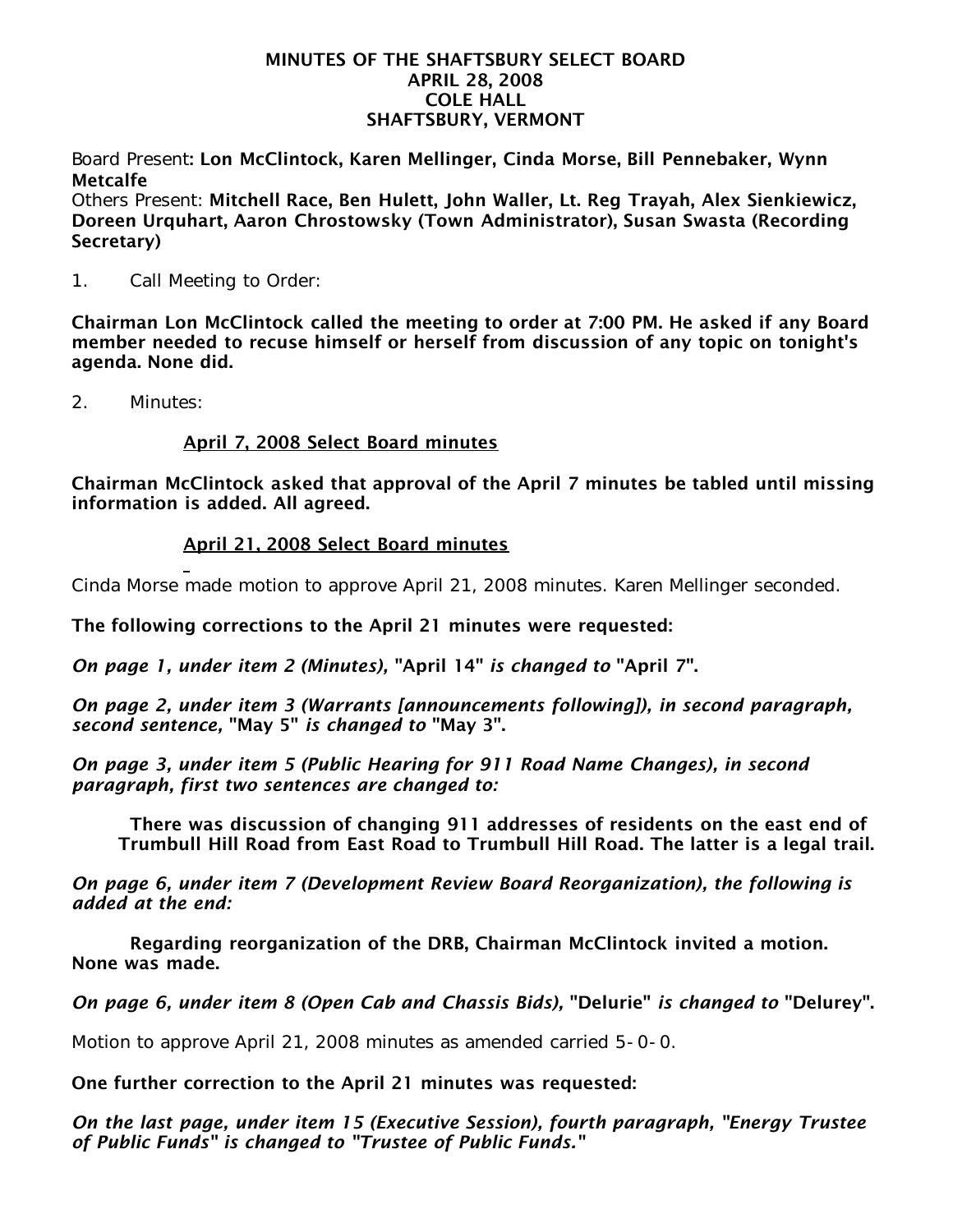# MINUTES OF THE SHAFTSBURY SELECT BOARD
## APRIL 28, 2008
## COLE HALL
## SHAFTSBURY, VERMONT

Board Present: **Lon McClintock, Karen Mellinger, Cinda Morse, Bill Pennebaker, Wynn Metcalfe**
Others Present: **Mitchell Race, Ben Hulett, John Waller, Lt. Reg Trayah, Alex Sienkiewicz, Doreen Urquhart, Aaron Chrostowsky (Town Administrator), Susan Swasta (Recording Secretary)**

1. Call Meeting to Order:

**Chairman Lon McClintock called the meeting to order at 7:00 PM. He asked if any Board member needed to recuse himself or herself from discussion of any topic on tonight's agenda. None did.**

2. Minutes:

**April 7, 2008 Select Board minutes**

**Chairman McClintock asked that approval of the April 7 minutes be tabled until missing information is added. All agreed.**

**April 21, 2008 Select Board minutes**

Cinda Morse made motion to approve April 21, 2008 minutes. Karen Mellinger seconded.

**The following corrections to the April 21 minutes were requested:**

***On page 1, under item 2 (Minutes),* "April 14" *is changed to* "April 7".**

***On page 2, under item 3 (Warrants [announcements following]), in second paragraph, second sentence,* "May 5" *is changed to* "May 3".**

***On page 3, under item 5 (Public Hearing for 911 Road Name Changes), in second paragraph, first two sentences are changed to:***

> **There was discussion of changing 911 addresses of residents on the east end of Trumbull Hill Road from East Road to Trumbull Hill Road. The latter is a legal trail.**

***On page 6, under item 7 (Development Review Board Reorganization), the following is added at the end:***

> **Regarding reorganization of the DRB, Chairman McClintock invited a motion. None was made.**

***On page 6, under item 8 (Open Cab and Chassis Bids),* "Delurie" *is changed to* "Delurey".**

Motion to approve April 21, 2008 minutes as amended carried 5-0-0.

**One further correction to the April 21 minutes was requested:**

***On the last page, under item 15 (Executive Session), fourth paragraph, "Energy Trustee of Public Funds" is changed to "Trustee of Public Funds."***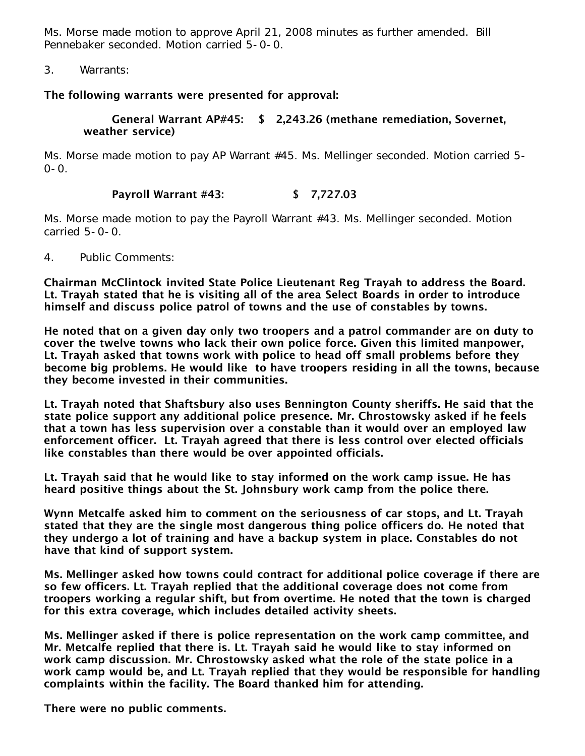Ms. Morse made motion to approve April 21, 2008 minutes as further amended. Bill Pennebaker seconded. Motion carried 5-0-0.

3. Warrants:

**The following warrants were presented for approval:**

**General Warrant AP#45: $ 2,243.26 (methane remediation, Sovernet, weather service)**

Ms. Morse made motion to pay AP Warrant #45. Ms. Mellinger seconded. Motion carried 5-0-0.

**Payroll Warrant #43: $ 7,727.03**

Ms. Morse made motion to pay the Payroll Warrant #43. Ms. Mellinger seconded. Motion carried 5-0-0.

4. Public Comments:

**Chairman McClintock invited State Police Lieutenant Reg Trayah to address the Board. Lt. Trayah stated that he is visiting all of the area Select Boards in order to introduce himself and discuss police patrol of towns and the use of constables by towns.**

**He noted that on a given day only two troopers and a patrol commander are on duty to cover the twelve towns who lack their own police force. Given this limited manpower, Lt. Trayah asked that towns work with police to head off small problems before they become big problems. He would like to have troopers residing in all the towns, because they become invested in their communities.**

**Lt. Trayah noted that Shaftsbury also uses Bennington County sheriffs. He said that the state police support any additional police presence. Mr. Chrostowsky asked if he feels that a town has less supervision over a constable than it would over an employed law enforcement officer. Lt. Trayah agreed that there is less control over elected officials like constables than there would be over appointed officials.**

**Lt. Trayah said that he would like to stay informed on the work camp issue. He has heard positive things about the St. Johnsbury work camp from the police there.**

**Wynn Metcalfe asked him to comment on the seriousness of car stops, and Lt. Trayah stated that they are the single most dangerous thing police officers do. He noted that they undergo a lot of training and have a backup system in place. Constables do not have that kind of support system.**

**Ms. Mellinger asked how towns could contract for additional police coverage if there are so few officers. Lt. Trayah replied that the additional coverage does not come from troopers working a regular shift, but from overtime. He noted that the town is charged for this extra coverage, which includes detailed activity sheets.**

**Ms. Mellinger asked if there is police representation on the work camp committee, and Mr. Metcalfe replied that there is. Lt. Trayah said he would like to stay informed on work camp discussion. Mr. Chrostowsky asked what the role of the state police in a work camp would be, and Lt. Trayah replied that they would be responsible for handling complaints within the facility. The Board thanked him for attending.**

**There were no public comments.**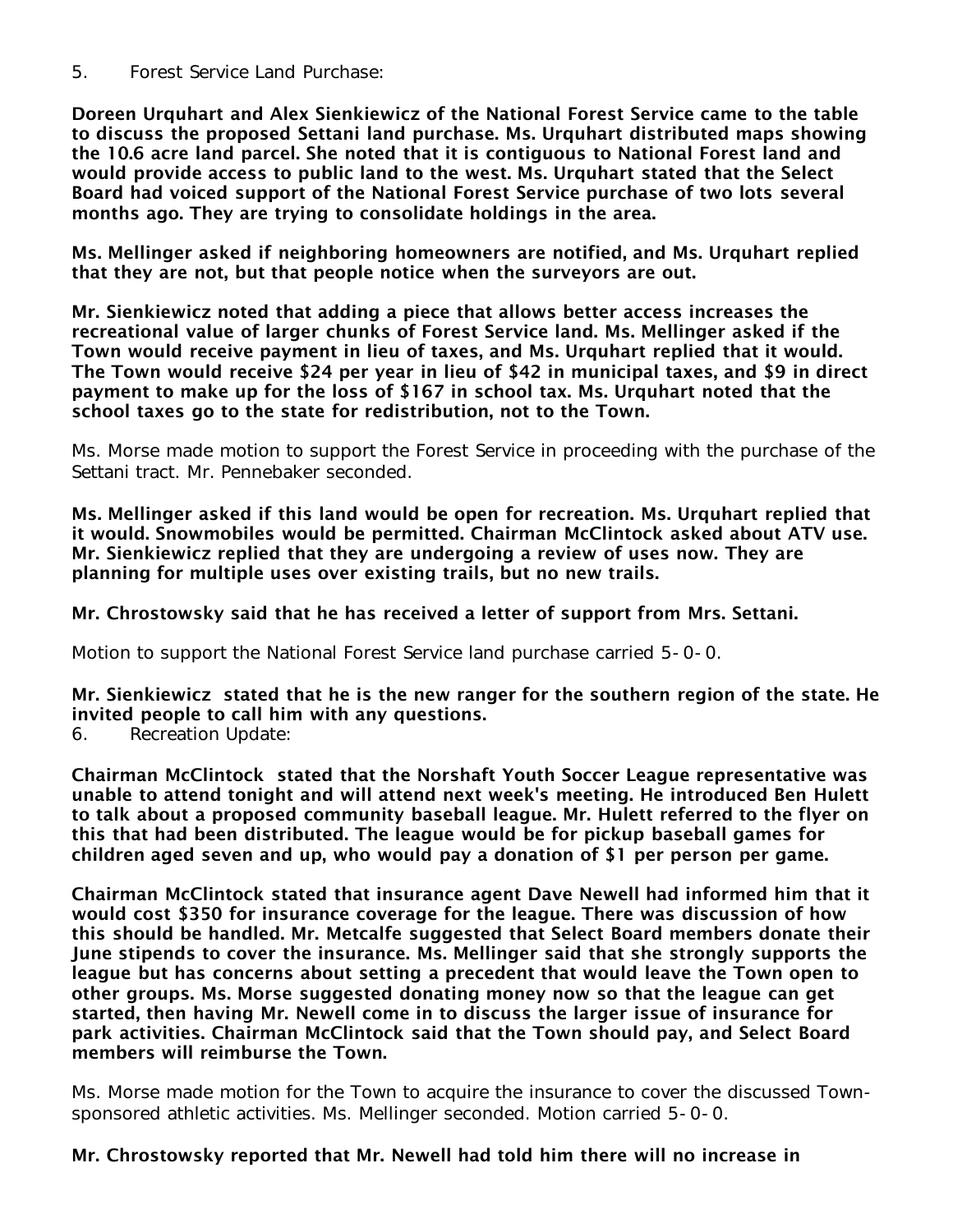5. Forest Service Land Purchase:

**Doreen Urquhart and Alex Sienkiewicz of the National Forest Service came to the table to discuss the proposed Settani land purchase. Ms. Urquhart distributed maps showing the 10.6 acre land parcel. She noted that it is contiguous to National Forest land and would provide access to public land to the west. Ms. Urquhart stated that the Select Board had voiced support of the National Forest Service purchase of two lots several months ago. They are trying to consolidate holdings in the area.**

**Ms. Mellinger asked if neighboring homeowners are notified, and Ms. Urquhart replied that they are not, but that people notice when the surveyors are out.**

**Mr. Sienkiewicz noted that adding a piece that allows better access increases the recreational value of larger chunks of Forest Service land. Ms. Mellinger asked if the Town would receive payment in lieu of taxes, and Ms. Urquhart replied that it would. The Town would receive $24 per year in lieu of $42 in municipal taxes, and $9 in direct payment to make up for the loss of $167 in school tax. Ms. Urquhart noted that the school taxes go to the state for redistribution, not to the Town.**

Ms. Morse made motion to support the Forest Service in proceeding with the purchase of the Settani tract. Mr. Pennebaker seconded.

**Ms. Mellinger asked if this land would be open for recreation. Ms. Urquhart replied that it would. Snowmobiles would be permitted. Chairman McClintock asked about ATV use. Mr. Sienkiewicz replied that they are undergoing a review of uses now. They are planning for multiple uses over existing trails, but no new trails.**

**Mr. Chrostowsky said that he has received a letter of support from Mrs. Settani.**

Motion to support the National Forest Service land purchase carried 5-0-0.

**Mr. Sienkiewicz stated that he is the new ranger for the southern region of the state. He invited people to call him with any questions.**

6. Recreation Update:

**Chairman McClintock stated that the Norshaft Youth Soccer League representative was unable to attend tonight and will attend next week's meeting. He introduced Ben Hulett to talk about a proposed community baseball league. Mr. Hulett referred to the flyer on this that had been distributed. The league would be for pickup baseball games for children aged seven and up, who would pay a donation of $1 per person per game.**

**Chairman McClintock stated that insurance agent Dave Newell had informed him that it would cost $350 for insurance coverage for the league. There was discussion of how this should be handled. Mr. Metcalfe suggested that Select Board members donate their June stipends to cover the insurance. Ms. Mellinger said that she strongly supports the league but has concerns about setting a precedent that would leave the Town open to other groups. Ms. Morse suggested donating money now so that the league can get started, then having Mr. Newell come in to discuss the larger issue of insurance for park activities. Chairman McClintock said that the Town should pay, and Select Board members will reimburse the Town.**

Ms. Morse made motion for the Town to acquire the insurance to cover the discussed Town-sponsored athletic activities. Ms. Mellinger seconded. Motion carried 5-0-0.

**Mr. Chrostowsky reported that Mr. Newell had told him there will no increase in**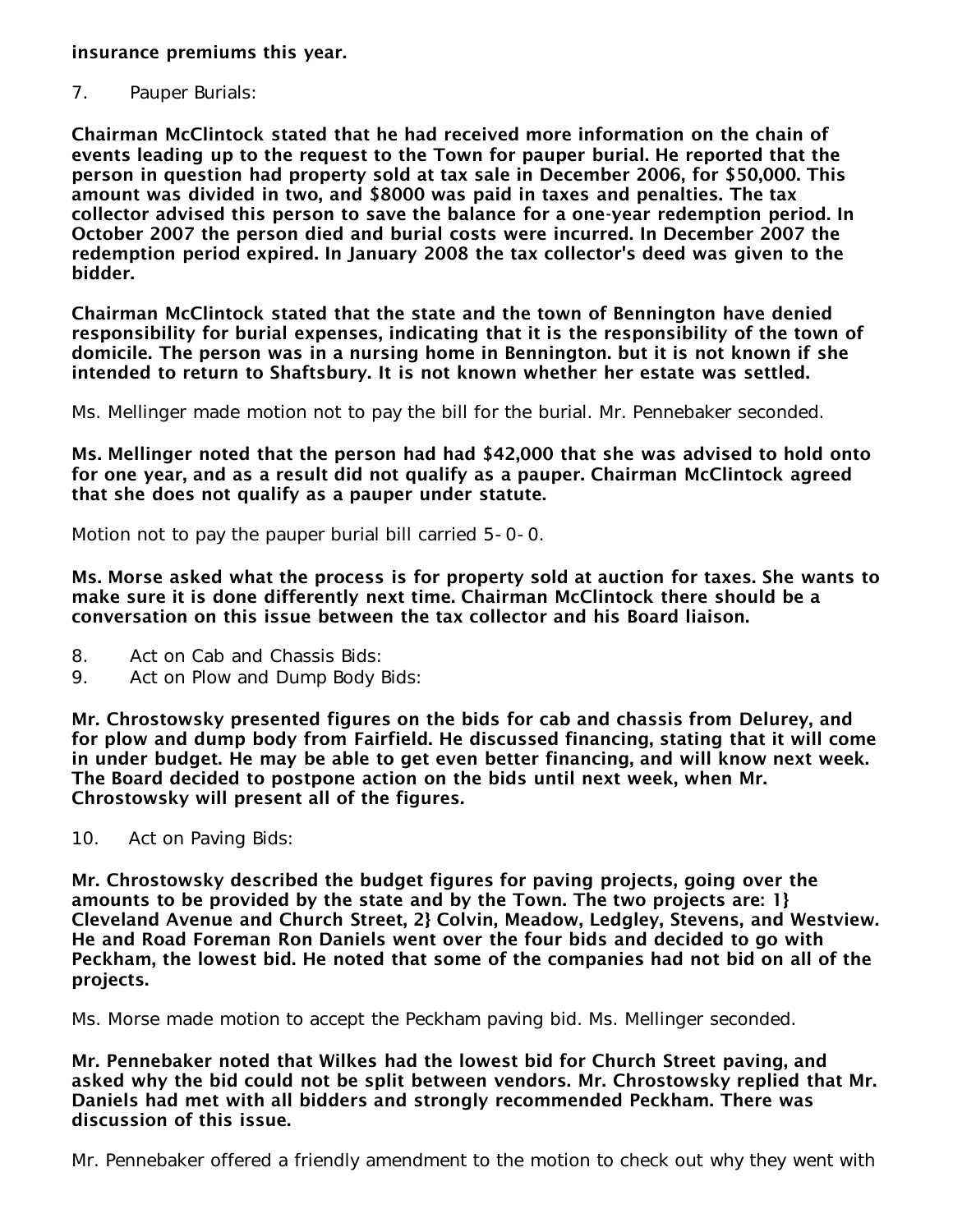**insurance premiums this year.**

7. Pauper Burials:

**Chairman McClintock stated that he had received more information on the chain of events leading up to the request to the Town for pauper burial. He reported that the person in question had property sold at tax sale in December 2006, for $50,000. This amount was divided in two, and $8000 was paid in taxes and penalties. The tax collector advised this person to save the balance for a one-year redemption period. In October 2007 the person died and burial costs were incurred. In December 2007 the redemption period expired. In January 2008 the tax collector's deed was given to the bidder.**

**Chairman McClintock stated that the state and the town of Bennington have denied responsibility for burial expenses, indicating that it is the responsibility of the town of domicile. The person was in a nursing home in Bennington. but it is not known if she intended to return to Shaftsbury. It is not known whether her estate was settled.**

Ms. Mellinger made motion not to pay the bill for the burial. Mr. Pennebaker seconded.

**Ms. Mellinger noted that the person had had $42,000 that she was advised to hold onto for one year, and as a result did not qualify as a pauper. Chairman McClintock agreed that she does not qualify as a pauper under statute.**

Motion not to pay the pauper burial bill carried 5-0-0.

**Ms. Morse asked what the process is for property sold at auction for taxes. She wants to make sure it is done differently next time. Chairman McClintock there should be a conversation on this issue between the tax collector and his Board liaison.**

8. Act on Cab and Chassis Bids:
9. Act on Plow and Dump Body Bids:

**Mr. Chrostowsky presented figures on the bids for cab and chassis from Delurey, and for plow and dump body from Fairfield. He discussed financing, stating that it will come in under budget. He may be able to get even better financing, and will know next week. The Board decided to postpone action on the bids until next week, when Mr. Chrostowsky will present all of the figures.**

10. Act on Paving Bids:

**Mr. Chrostowsky described the budget figures for paving projects, going over the amounts to be provided by the state and by the Town. The two projects are: 1} Cleveland Avenue and Church Street, 2} Colvin, Meadow, Ledgley, Stevens, and Westview. He and Road Foreman Ron Daniels went over the four bids and decided to go with Peckham, the lowest bid. He noted that some of the companies had not bid on all of the projects.**

Ms. Morse made motion to accept the Peckham paving bid. Ms. Mellinger seconded.

**Mr. Pennebaker noted that Wilkes had the lowest bid for Church Street paving, and asked why the bid could not be split between vendors. Mr. Chrostowsky replied that Mr. Daniels had met with all bidders and strongly recommended Peckham. There was discussion of this issue.**

Mr. Pennebaker offered a friendly amendment to the motion to check out why they went with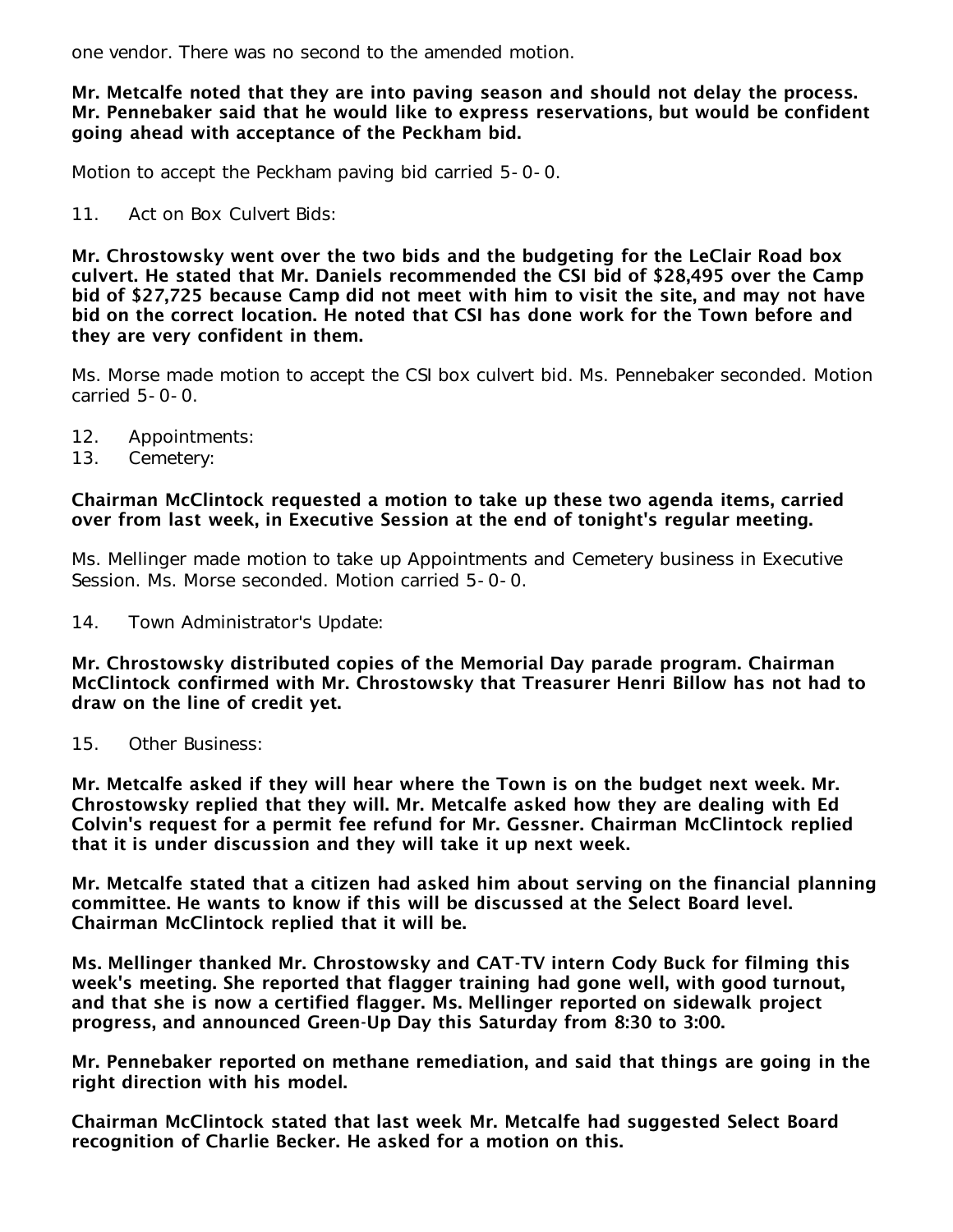one vendor. There was no second to the amended motion.

**Mr. Metcalfe noted that they are into paving season and should not delay the process. Mr. Pennebaker said that he would like to express reservations, but would be confident going ahead with acceptance of the Peckham bid.**

Motion to accept the Peckham paving bid carried 5-0-0.

11. Act on Box Culvert Bids:

**Mr. Chrostowsky went over the two bids and the budgeting for the LeClair Road box culvert. He stated that Mr. Daniels recommended the CSI bid of $28,495 over the Camp bid of $27,725 because Camp did not meet with him to visit the site, and may not have bid on the correct location. He noted that CSI has done work for the Town before and they are very confident in them.**

Ms. Morse made motion to accept the CSI box culvert bid. Ms. Pennebaker seconded. Motion carried 5-0-0.

12. Appointments:
13. Cemetery:

**Chairman McClintock requested a motion to take up these two agenda items, carried over from last week, in Executive Session at the end of tonight's regular meeting.**

Ms. Mellinger made motion to take up Appointments and Cemetery business in Executive Session. Ms. Morse seconded. Motion carried 5-0-0.

14. Town Administrator's Update:

**Mr. Chrostowsky distributed copies of the Memorial Day parade program. Chairman McClintock confirmed with Mr. Chrostowsky that Treasurer Henri Billow has not had to draw on the line of credit yet.**

15. Other Business:

**Mr. Metcalfe asked if they will hear where the Town is on the budget next week. Mr. Chrostowsky replied that they will. Mr. Metcalfe asked how they are dealing with Ed Colvin's request for a permit fee refund for Mr. Gessner. Chairman McClintock replied that it is under discussion and they will take it up next week.**

**Mr. Metcalfe stated that a citizen had asked him about serving on the financial planning committee. He wants to know if this will be discussed at the Select Board level. Chairman McClintock replied that it will be.**

**Ms. Mellinger thanked Mr. Chrostowsky and CAT-TV intern Cody Buck for filming this week's meeting. She reported that flagger training had gone well, with good turnout, and that she is now a certified flagger. Ms. Mellinger reported on sidewalk project progress, and announced Green-Up Day this Saturday from 8:30 to 3:00.**

**Mr. Pennebaker reported on methane remediation, and said that things are going in the right direction with his model.**

**Chairman McClintock stated that last week Mr. Metcalfe had suggested Select Board recognition of Charlie Becker. He asked for a motion on this.**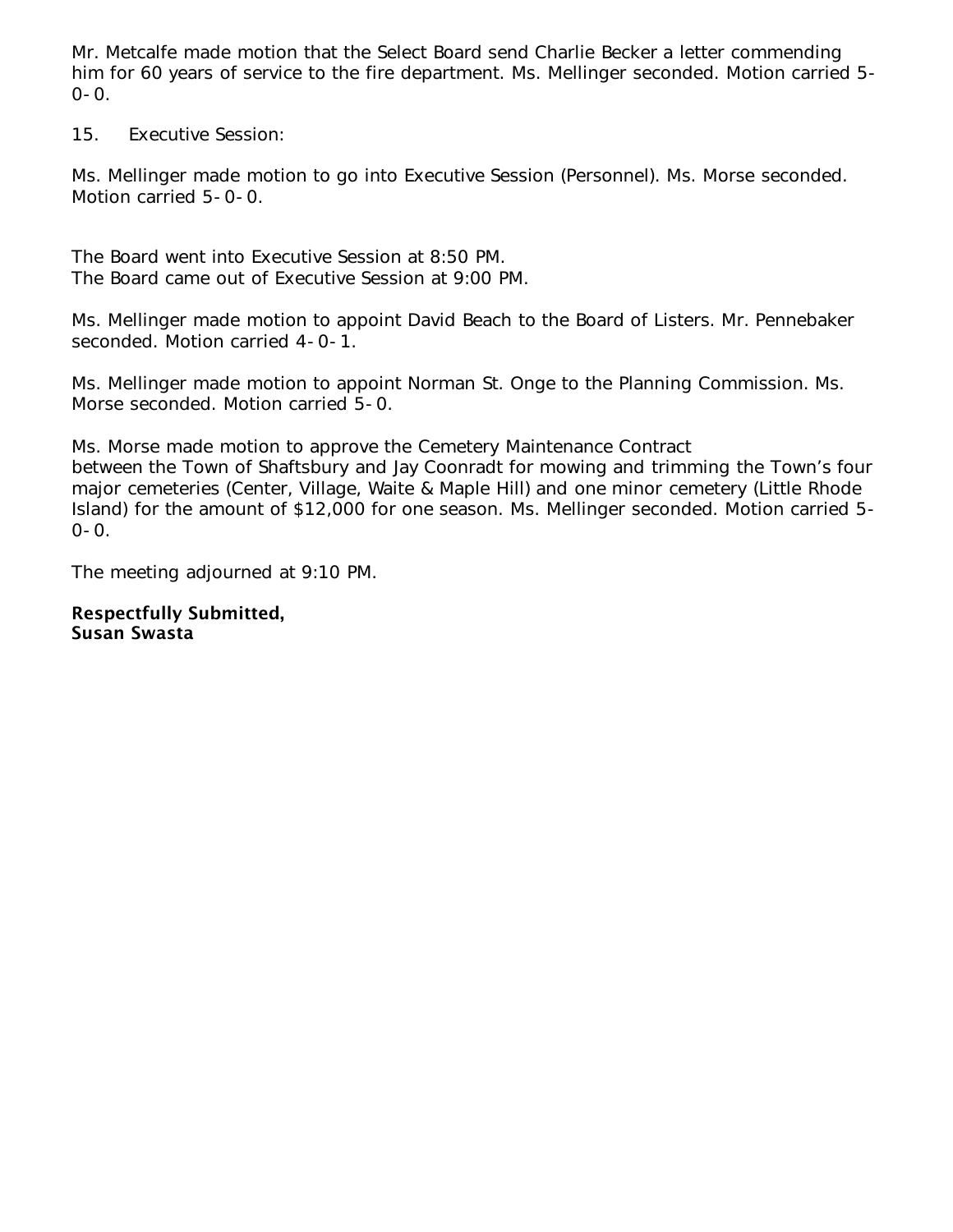Mr. Metcalfe made motion that the Select Board send Charlie Becker a letter commending him for 60 years of service to the fire department. Ms. Mellinger seconded. Motion carried 5-0-0.

15. Executive Session:

Ms. Mellinger made motion to go into Executive Session (Personnel). Ms. Morse seconded. Motion carried 5-0-0.

The Board went into Executive Session at 8:50 PM.
The Board came out of Executive Session at 9:00 PM.

Ms. Mellinger made motion to appoint David Beach to the Board of Listers. Mr. Pennebaker seconded. Motion carried 4-0-1.

Ms. Mellinger made motion to appoint Norman St. Onge to the Planning Commission. Ms. Morse seconded. Motion carried 5-0.

Ms. Morse made motion to approve the Cemetery Maintenance Contract between the Town of Shaftsbury and Jay Coonradt for mowing and trimming the Town's four major cemeteries (Center, Village, Waite & Maple Hill) and one minor cemetery (Little Rhode Island) for the amount of $12,000 for one season. Ms. Mellinger seconded. Motion carried 5-0-0.

The meeting adjourned at 9:10 PM.

**Respectfully Submitted,**
**Susan Swasta**